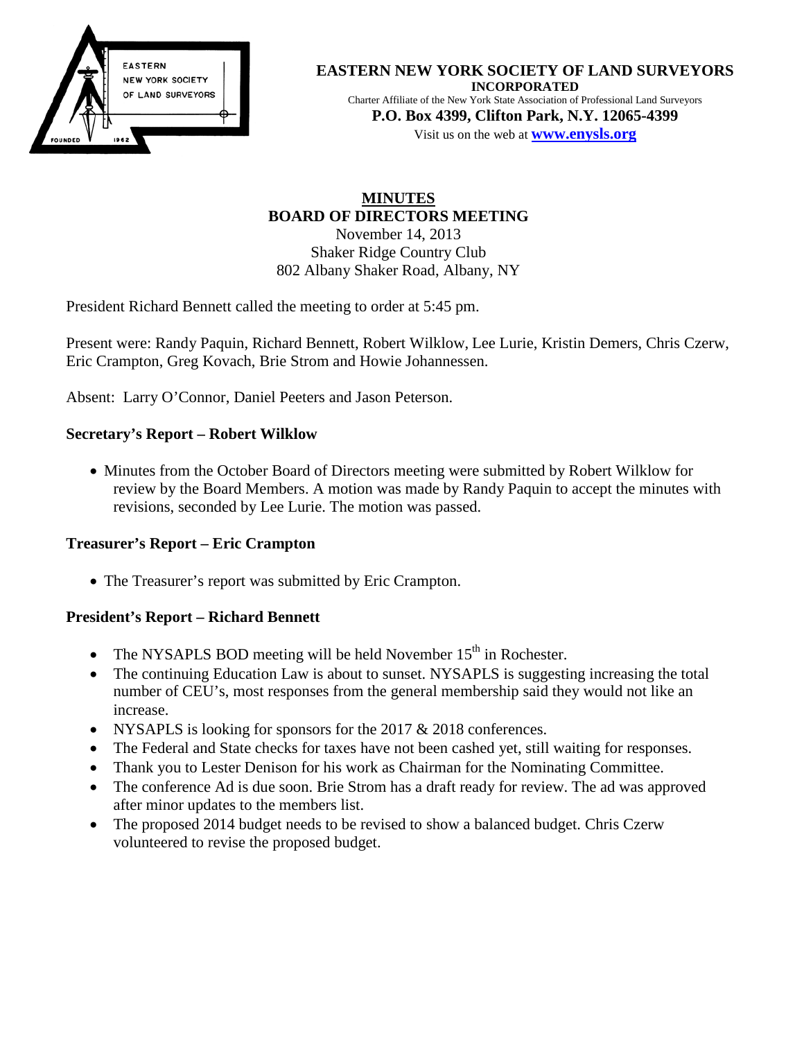**EASTERN NEW YORK SOCIETY OF LAND SURVEYORS**
**INCORPORATED**
Charter Affiliate of the New York State Association of Professional Land Surveyors
**P.O. Box 4399, Clifton Park, N.Y. 12065-4399**
Visit us on the web at **www.enysls.org**

# MINUTES
## BOARD OF DIRECTORS MEETING

November 14, 2013
Shaker Ridge Country Club
802 Albany Shaker Road, Albany, NY

President Richard Bennett called the meeting to order at 5:45 pm.

Present were: Randy Paquin, Richard Bennett, Robert Wilklow, Lee Lurie, Kristin Demers, Chris Czerw, Eric Crampton, Greg Kovach, Brie Strom and Howie Johannessen.

Absent: Larry O'Connor, Daniel Peeters and Jason Peterson.

### Secretary's Report – Robert Wilklow

- Minutes from the October Board of Directors meeting were submitted by Robert Wilklow for review by the Board Members. A motion was made by Randy Paquin to accept the minutes with revisions, seconded by Lee Lurie. The motion was passed.

### Treasurer's Report – Eric Crampton

- The Treasurer's report was submitted by Eric Crampton.

### President's Report – Richard Bennett

- The NYSAPLS BOD meeting will be held November 15th in Rochester.
- The continuing Education Law is about to sunset. NYSAPLS is suggesting increasing the total number of CEU's, most responses from the general membership said they would not like an increase.
- NYSAPLS is looking for sponsors for the 2017 & 2018 conferences.
- The Federal and State checks for taxes have not been cashed yet, still waiting for responses.
- Thank you to Lester Denison for his work as Chairman for the Nominating Committee.
- The conference Ad is due soon. Brie Strom has a draft ready for review. The ad was approved after minor updates to the members list.
- The proposed 2014 budget needs to be revised to show a balanced budget. Chris Czerw volunteered to revise the proposed budget.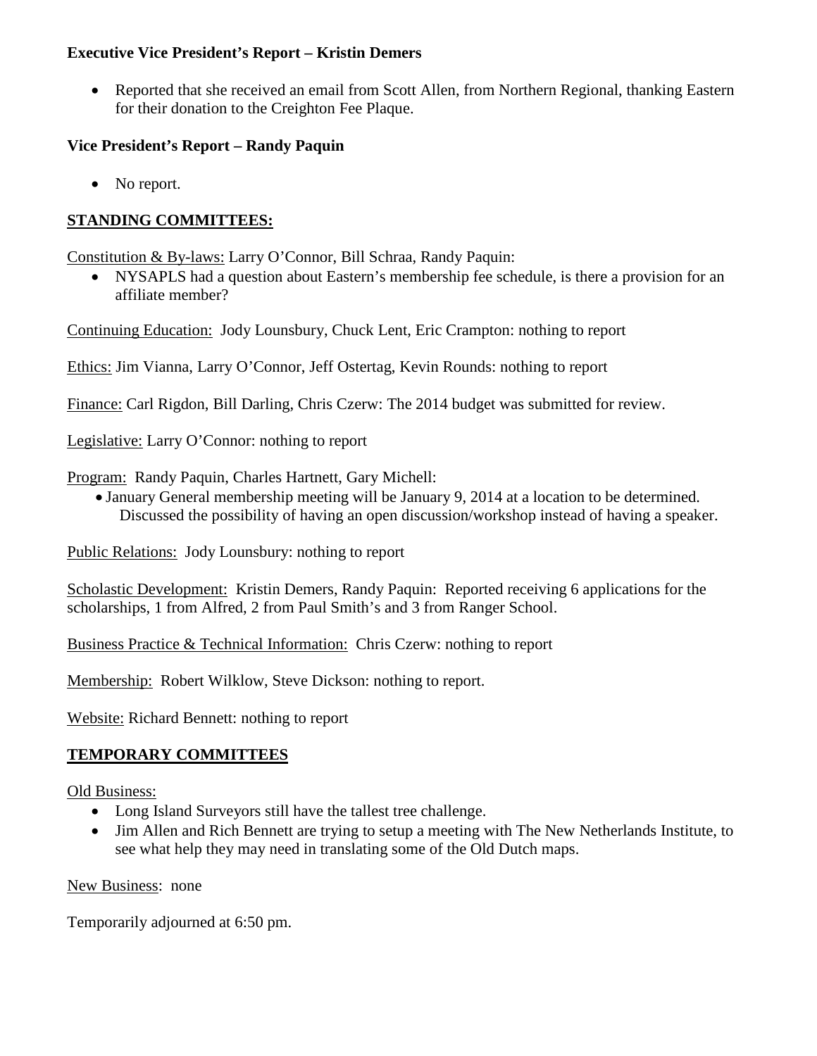**Executive Vice President's Report – Kristin Demers**

- Reported that she received an email from Scott Allen, from Northern Regional, thanking Eastern for their donation to the Creighton Fee Plaque.

**Vice President's Report – Randy Paquin**

- No report.

**STANDING COMMITTEES:**

Constitution & By-laws: Larry O'Connor, Bill Schraa, Randy Paquin:

- NYSAPLS had a question about Eastern's membership fee schedule, is there a provision for an affiliate member?

Continuing Education: Jody Lounsbury, Chuck Lent, Eric Crampton: nothing to report

Ethics: Jim Vianna, Larry O'Connor, Jeff Ostertag, Kevin Rounds: nothing to report

Finance: Carl Rigdon, Bill Darling, Chris Czerw: The 2014 budget was submitted for review.

Legislative: Larry O'Connor: nothing to report

Program: Randy Paquin, Charles Hartnett, Gary Michell:

- January General membership meeting will be January 9, 2014 at a location to be determined. Discussed the possibility of having an open discussion/workshop instead of having a speaker.

Public Relations: Jody Lounsbury: nothing to report

Scholastic Development: Kristin Demers, Randy Paquin: Reported receiving 6 applications for the scholarships, 1 from Alfred, 2 from Paul Smith's and 3 from Ranger School.

Business Practice & Technical Information: Chris Czerw: nothing to report

Membership: Robert Wilklow, Steve Dickson: nothing to report.

Website: Richard Bennett: nothing to report

**TEMPORARY COMMITTEES**

Old Business:

- Long Island Surveyors still have the tallest tree challenge.
- Jim Allen and Rich Bennett are trying to setup a meeting with The New Netherlands Institute, to see what help they may need in translating some of the Old Dutch maps.

New Business: none

Temporarily adjourned at 6:50 pm.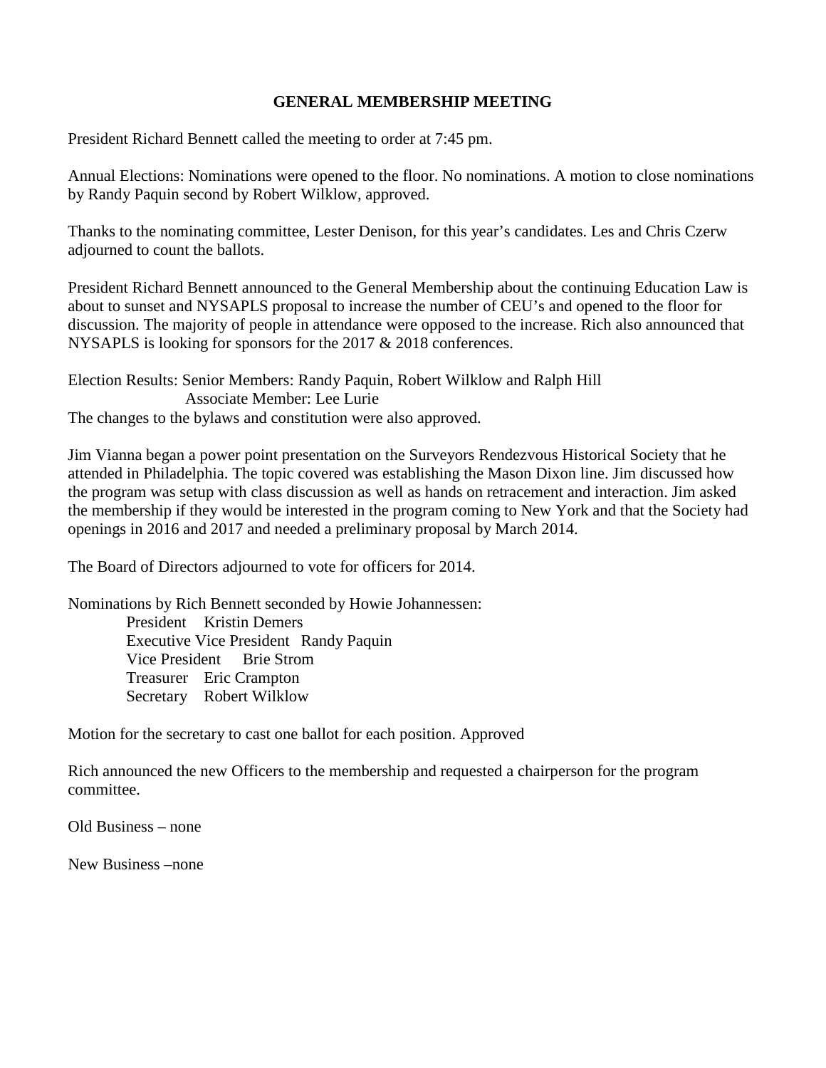**GENERAL MEMBERSHIP MEETING**

President Richard Bennett called the meeting to order at 7:45 pm.

Annual Elections: Nominations were opened to the floor. No nominations. A motion to close nominations by Randy Paquin second by Robert Wilklow, approved.

Thanks to the nominating committee, Lester Denison, for this year's candidates. Les and Chris Czerw adjourned to count the ballots.

President Richard Bennett announced to the General Membership about the continuing Education Law is about to sunset and NYSAPLS proposal to increase the number of CEU's and opened to the floor for discussion. The majority of people in attendance were opposed to the increase. Rich also announced that NYSAPLS is looking for sponsors for the 2017 & 2018 conferences.

Election Results: Senior Members: Randy Paquin, Robert Wilklow and Ralph Hill
Associate Member: Lee Lurie
The changes to the bylaws and constitution were also approved.

Jim Vianna began a power point presentation on the Surveyors Rendezvous Historical Society that he attended in Philadelphia. The topic covered was establishing the Mason Dixon line. Jim discussed how the program was setup with class discussion as well as hands on retracement and interaction. Jim asked the membership if they would be interested in the program coming to New York and that the Society had openings in 2016 and 2017 and needed a preliminary proposal by March 2014.

The Board of Directors adjourned to vote for officers for 2014.

Nominations by Rich Bennett seconded by Howie Johannessen:

- President Kristin Demers
- Executive Vice President Randy Paquin
- Vice President Brie Strom
- Treasurer Eric Crampton
- Secretary Robert Wilklow

Motion for the secretary to cast one ballot for each position. Approved

Rich announced the new Officers to the membership and requested a chairperson for the program committee.

Old Business – none

New Business –none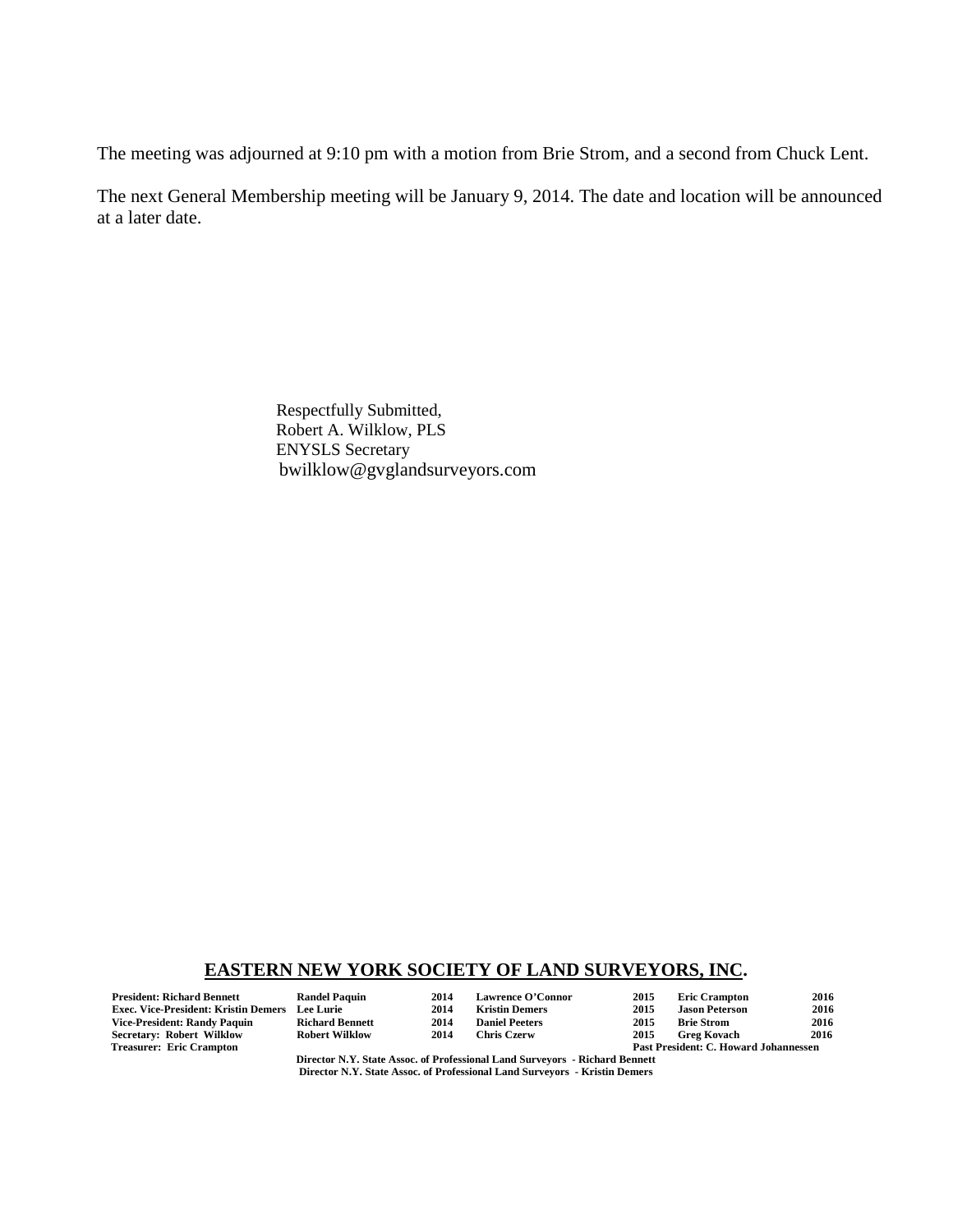The meeting was adjourned at 9:10 pm with a motion from Brie Strom, and a second from Chuck Lent.

The next General Membership meeting will be January 9, 2014. The date and location will be announced at a later date.

Respectfully Submitted,
Robert A. Wilklow, PLS
ENYSLS Secretary
bwilklow@gvglandsurveyors.com

## EASTERN NEW YORK SOCIETY OF LAND SURVEYORS, INC.

| | | | | | | |
|---|---|---|---|---|---|---|
| **President: Richard Bennett** | **Randel Paquin** | **2014** | **Lawrence O'Connor** | **2015** | **Eric Crampton** | **2016** |
| **Exec. Vice-President: Kristin Demers** | **Lee Lurie** | **2014** | **Kristin Demers** | **2015** | **Jason Peterson** | **2016** |
| **Vice-President: Randy Paquin** | **Richard Bennett** | **2014** | **Daniel Peeters** | **2015** | **Brie Strom** | **2016** |
| **Secretary: Robert Wilklow** | **Robert Wilklow** | **2014** | **Chris Czerw** | **2015** | **Greg Kovach** | **2016** |
| **Treasurer: Eric Crampton** | | | | **Past President: C. Howard Johannessen** | | |

**Director N.Y. State Assoc. of Professional Land Surveyors - Richard Bennett**
**Director N.Y. State Assoc. of Professional Land Surveyors - Kristin Demers**